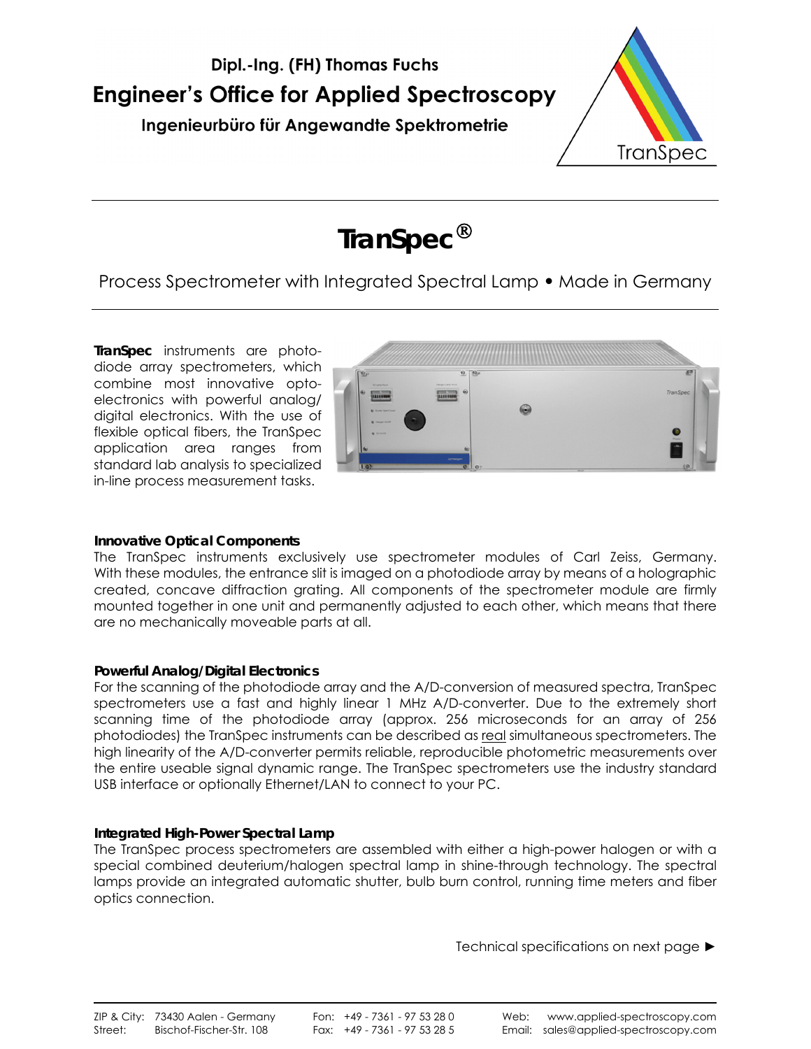**Dipl.-Ing. (FH) Thomas Fuchs**

# Engineer's Office for Applied Spectroscopy

**Ingenieurbüro für Angewandte Spektrometrie**

TranSpec

---

# TranSpec®

Process Spectrometer with Integrated Spectral Lamp • Made in Germany

---

**TranSpec** instruments are photodiode array spectrometers, which combine most innovative optoelectronics with powerful analog/digital electronics. With the use of flexible optical fibers, the TranSpec application area ranges from standard lab analysis to specialized in-line process measurement tasks.

### Innovative Optical Components

The TranSpec instruments exclusively use spectrometer modules of Carl Zeiss, Germany. With these modules, the entrance slit is imaged on a photodiode array by means of a holographic created, concave diffraction grating. All components of the spectrometer module are firmly mounted together in one unit and permanently adjusted to each other, which means that there are no mechanically moveable parts at all.

### Powerful Analog/Digital Electronics

For the scanning of the photodiode array and the A/D-conversion of measured spectra, TranSpec spectrometers use a fast and highly linear 1 MHz A/D-converter. Due to the extremely short scanning time of the photodiode array (approx. 256 microseconds for an array of 256 photodiodes) the TranSpec instruments can be described as real simultaneous spectrometers. The high linearity of the A/D-converter permits reliable, reproducible photometric measurements over the entire useable signal dynamic range. The TranSpec spectrometers use the industry standard USB interface or optionally Ethernet/LAN to connect to your PC.

### Integrated High-Power Spectral Lamp

The TranSpec process spectrometers are assembled with either a high-power halogen or with a special combined deuterium/halogen spectral lamp in shine-through technology. The spectral lamps provide an integrated automatic shutter, bulb burn control, running time meters and fiber optics connection.

Technical specifications on next page ►

ZIP & City: 73430 Aalen - Germany | Street: Bischof-Fischer-Str. 108 | Fon: +49 - 7361 - 97 53 28 0 | Fax: +49 - 7361 - 97 53 28 5 | Web: www.applied-spectroscopy.com | Email: sales@applied-spectroscopy.com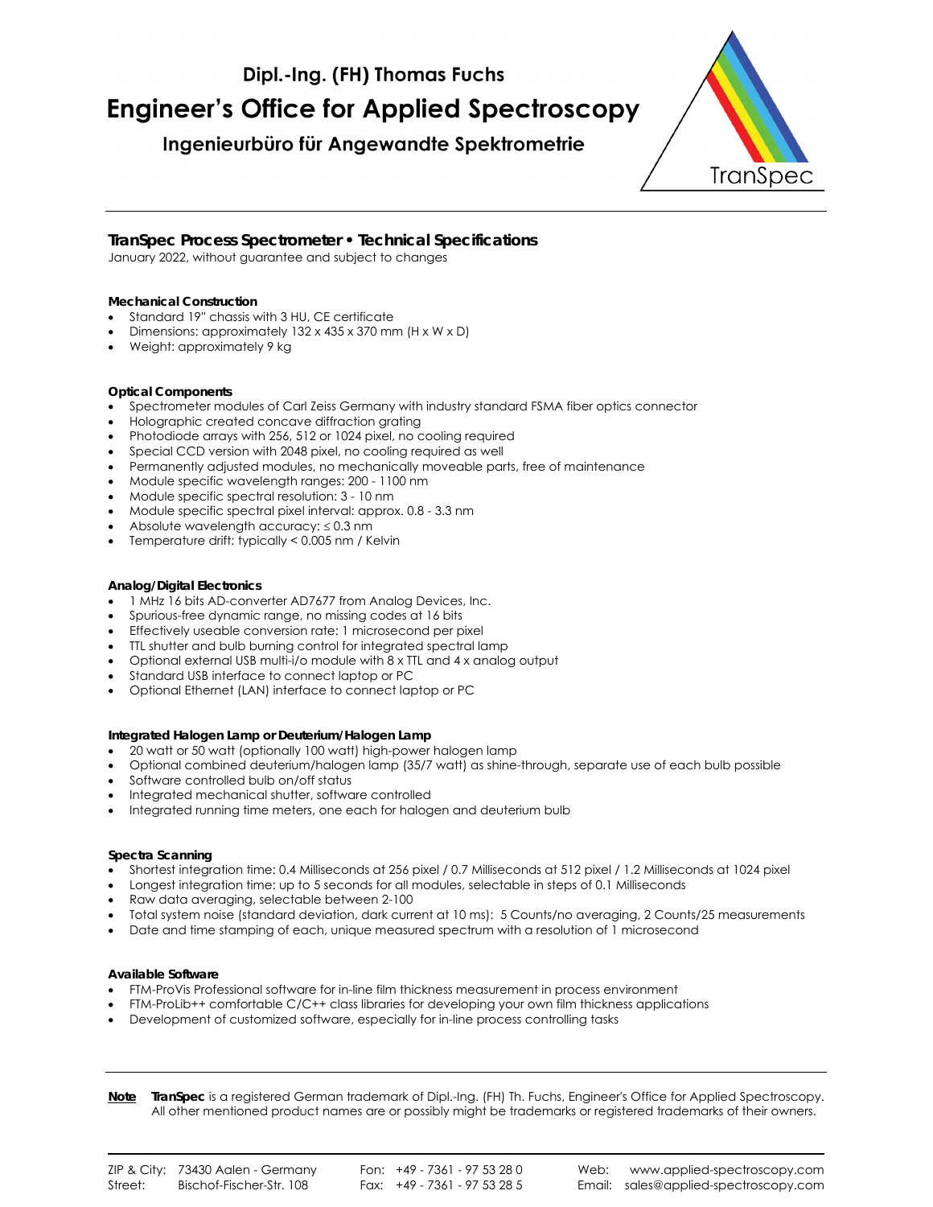**Dipl.-Ing. (FH) Thomas Fuchs**

# Engineer's Office for Applied Spectroscopy

**Ingenieurbüro für Angewandte Spektrometrie**

TranSpec

## TranSpec Process Spectrometer • Technical Specifications

January 2022, without guarantee and subject to changes

### Mechanical Construction

- Standard 19" chassis with 3 HU, CE certificate
- Dimensions: approximately 132 x 435 x 370 mm (H x W x D)
- Weight: approximately 9 kg

### Optical Components

- Spectrometer modules of Carl Zeiss Germany with industry standard FSMA fiber optics connector
- Holographic created concave diffraction grating
- Photodiode arrays with 256, 512 or 1024 pixel, no cooling required
- Special CCD version with 2048 pixel, no cooling required as well
- Permanently adjusted modules, no mechanically moveable parts, free of maintenance
- Module specific wavelength ranges: 200 - 1100 nm
- Module specific spectral resolution: 3 - 10 nm
- Module specific spectral pixel interval: approx. 0.8 - 3.3 nm
- Absolute wavelength accuracy: ≤ 0.3 nm
- Temperature drift: typically < 0.005 nm / Kelvin

### Analog/Digital Electronics

- 1 MHz 16 bits AD-converter AD7677 from Analog Devices, Inc.
- Spurious-free dynamic range, no missing codes at 16 bits
- Effectively useable conversion rate: 1 microsecond per pixel
- TTL shutter and bulb burning control for integrated spectral lamp
- Optional external USB multi-i/o module with 8 x TTL and 4 x analog output
- Standard USB interface to connect laptop or PC
- Optional Ethernet (LAN) interface to connect laptop or PC

### Integrated Halogen Lamp or Deuterium/Halogen Lamp

- 20 watt or 50 watt (optionally 100 watt) high-power halogen lamp
- Optional combined deuterium/halogen lamp (35/7 watt) as shine-through, separate use of each bulb possible
- Software controlled bulb on/off status
- Integrated mechanical shutter, software controlled
- Integrated running time meters, one each for halogen and deuterium bulb

### Spectra Scanning

- Shortest integration time: 0.4 Milliseconds at 256 pixel / 0.7 Milliseconds at 512 pixel / 1.2 Milliseconds at 1024 pixel
- Longest integration time: up to 5 seconds for all modules, selectable in steps of 0.1 Milliseconds
- Raw data averaging, selectable between 2-100
- Total system noise (standard deviation, dark current at 10 ms): 5 Counts/no averaging, 2 Counts/25 measurements
- Date and time stamping of each, unique measured spectrum with a resolution of 1 microsecond

### Available Software

- FTM-ProVis Professional software for in-line film thickness measurement in process environment
- FTM-ProLib++ comfortable C/C++ class libraries for developing your own film thickness applications
- Development of customized software, especially for in-line process controlling tasks

---

**Note** **TranSpec** is a registered German trademark of Dipl.-Ing. (FH) Th. Fuchs, Engineer's Office for Applied Spectroscopy. All other mentioned product names are or possibly might be trademarks or registered trademarks of their owners.

---

ZIP & City: 73430 Aalen - Germany Fon: +49 - 7361 - 97 53 28 0 Web: www.applied-spectroscopy.com
Street: Bischof-Fischer-Str. 108 Fax: +49 - 7361 - 97 53 28 5 Email: sales@applied-spectroscopy.com